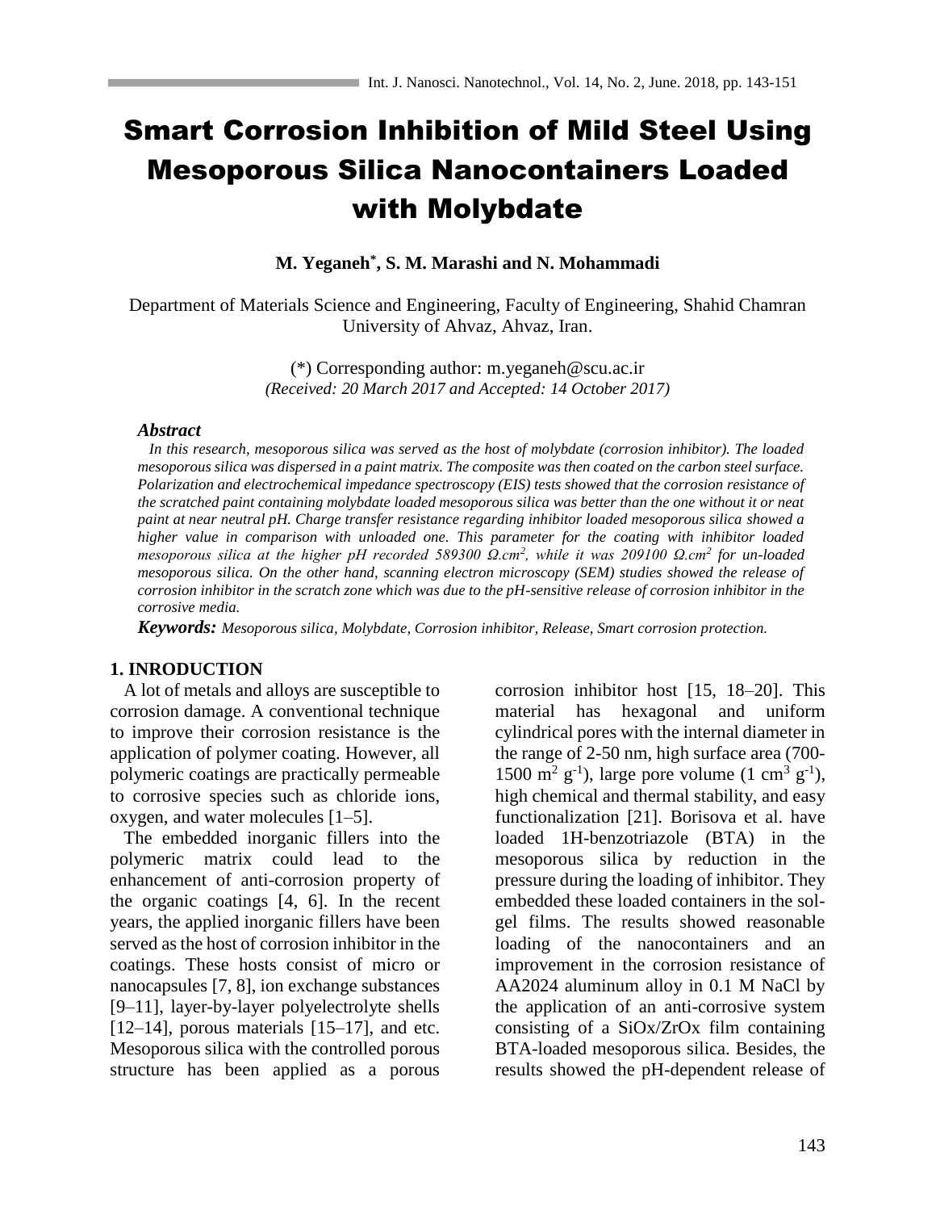# Smart Corrosion Inhibition of Mild Steel Using Mesoporous Silica Nanocontainers Loaded with Molybdate

**M. Yeganeh*, S. M. Marashi and N. Mohammadi**

Department of Materials Science and Engineering, Faculty of Engineering, Shahid Chamran University of Ahvaz, Ahvaz, Iran.

(*) Corresponding author: m.yeganeh@scu.ac.ir
*(Received: 20 March 2017 and Accepted: 14 October 2017)*

### *Abstract*

*In this research, mesoporous silica was served as the host of molybdate (corrosion inhibitor). The loaded mesoporous silica was dispersed in a paint matrix. The composite was then coated on the carbon steel surface. Polarization and electrochemical impedance spectroscopy (EIS) tests showed that the corrosion resistance of the scratched paint containing molybdate loaded mesoporous silica was better than the one without it or neat paint at near neutral pH. Charge transfer resistance regarding inhibitor loaded mesoporous silica showed a higher value in comparison with unloaded one. This parameter for the coating with inhibitor loaded mesoporous silica at the higher pH recorded 589300 Ω.cm$^2$, while it was 209100 Ω.cm$^2$ for un-loaded mesoporous silica. On the other hand, scanning electron microscopy (SEM) studies showed the release of corrosion inhibitor in the scratch zone which was due to the pH-sensitive release of corrosion inhibitor in the corrosive media.*

***Keywords:*** *Mesoporous silica, Molybdate, Corrosion inhibitor, Release, Smart corrosion protection.*

## 1. INRODUCTION

A lot of metals and alloys are susceptible to corrosion damage. A conventional technique to improve their corrosion resistance is the application of polymer coating. However, all polymeric coatings are practically permeable to corrosive species such as chloride ions, oxygen, and water molecules [1–5].

The embedded inorganic fillers into the polymeric matrix could lead to the enhancement of anti-corrosion property of the organic coatings [4, 6]. In the recent years, the applied inorganic fillers have been served as the host of corrosion inhibitor in the coatings. These hosts consist of micro or nanocapsules [7, 8], ion exchange substances [9–11], layer-by-layer polyelectrolyte shells [12–14], porous materials [15–17], and etc. Mesoporous silica with the controlled porous structure has been applied as a porous corrosion inhibitor host [15, 18–20]. This material has hexagonal and uniform cylindrical pores with the internal diameter in the range of 2-50 nm, high surface area (700-1500 m$^2$ g$^{-1}$), large pore volume (1 cm$^3$ g$^{-1}$), high chemical and thermal stability, and easy functionalization [21]. Borisova et al. have loaded 1H-benzotriazole (BTA) in the mesoporous silica by reduction in the pressure during the loading of inhibitor. They embedded these loaded containers in the sol-gel films. The results showed reasonable loading of the nanocontainers and an improvement in the corrosion resistance of AA2024 aluminum alloy in 0.1 M NaCl by the application of an anti-corrosive system consisting of a SiOx/ZrOx film containing BTA-loaded mesoporous silica. Besides, the results showed the pH-dependent release of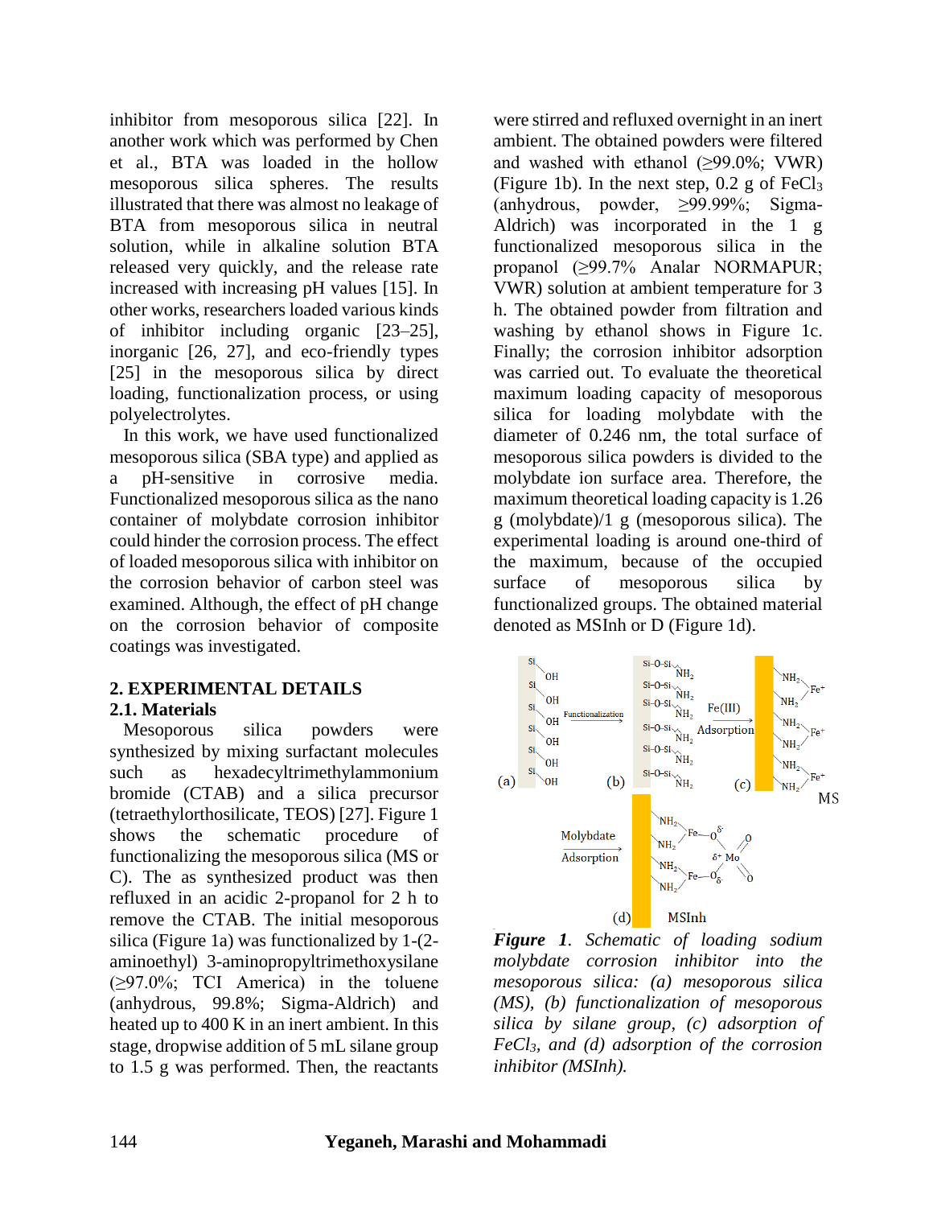inhibitor from mesoporous silica [22]. In another work which was performed by Chen et al., BTA was loaded in the hollow mesoporous silica spheres. The results illustrated that there was almost no leakage of BTA from mesoporous silica in neutral solution, while in alkaline solution BTA released very quickly, and the release rate increased with increasing pH values [15]. In other works, researchers loaded various kinds of inhibitor including organic [23–25], inorganic [26, 27], and eco-friendly types [25] in the mesoporous silica by direct loading, functionalization process, or using polyelectrolytes.

In this work, we have used functionalized mesoporous silica (SBA type) and applied as a pH-sensitive in corrosive media. Functionalized mesoporous silica as the nano container of molybdate corrosion inhibitor could hinder the corrosion process. The effect of loaded mesoporous silica with inhibitor on the corrosion behavior of carbon steel was examined. Although, the effect of pH change on the corrosion behavior of composite coatings was investigated.

## 2. EXPERIMENTAL DETAILS

### 2.1. Materials

Mesoporous silica powders were synthesized by mixing surfactant molecules such as hexadecyltrimethylammonium bromide (CTAB) and a silica precursor (tetraethylorthosilicate, TEOS) [27]. Figure 1 shows the schematic procedure of functionalizing the mesoporous silica (MS or C). The as synthesized product was then refluxed in an acidic 2-propanol for 2 h to remove the CTAB. The initial mesoporous silica (Figure 1a) was functionalized by 1-(2-aminoethyl) 3-aminopropyltrimethoxysilane (≥97.0%; TCI America) in the toluene (anhydrous, 99.8%; Sigma-Aldrich) and heated up to 400 K in an inert ambient. In this stage, dropwise addition of 5 mL silane group to 1.5 g was performed. Then, the reactants were stirred and refluxed overnight in an inert ambient. The obtained powders were filtered and washed with ethanol (≥99.0%; VWR) (Figure 1b). In the next step, 0.2 g of $FeCl_3$ (anhydrous, powder, ≥99.99%; Sigma-Aldrich) was incorporated in the 1 g functionalized mesoporous silica in the propanol (≥99.7% Analar NORMAPUR; VWR) solution at ambient temperature for 3 h. The obtained powder from filtration and washing by ethanol shows in Figure 1c. Finally; the corrosion inhibitor adsorption was carried out. To evaluate the theoretical maximum loading capacity of mesoporous silica for loading molybdate with the diameter of 0.246 nm, the total surface of mesoporous silica powders is divided to the molybdate ion surface area. Therefore, the maximum theoretical loading capacity is 1.26 g (molybdate)/1 g (mesoporous silica). The experimental loading is around one-third of the maximum, because of the occupied surface of mesoporous silica by functionalized groups. The obtained material denoted as MSInh or D (Figure 1d).

***Figure 1****. Schematic of loading sodium molybdate corrosion inhibitor into the mesoporous silica: (a) mesoporous silica (MS), (b) functionalization of mesoporous silica by silane group, (c) adsorption of $FeCl_3$, and (d) adsorption of the corrosion inhibitor (MSInh).*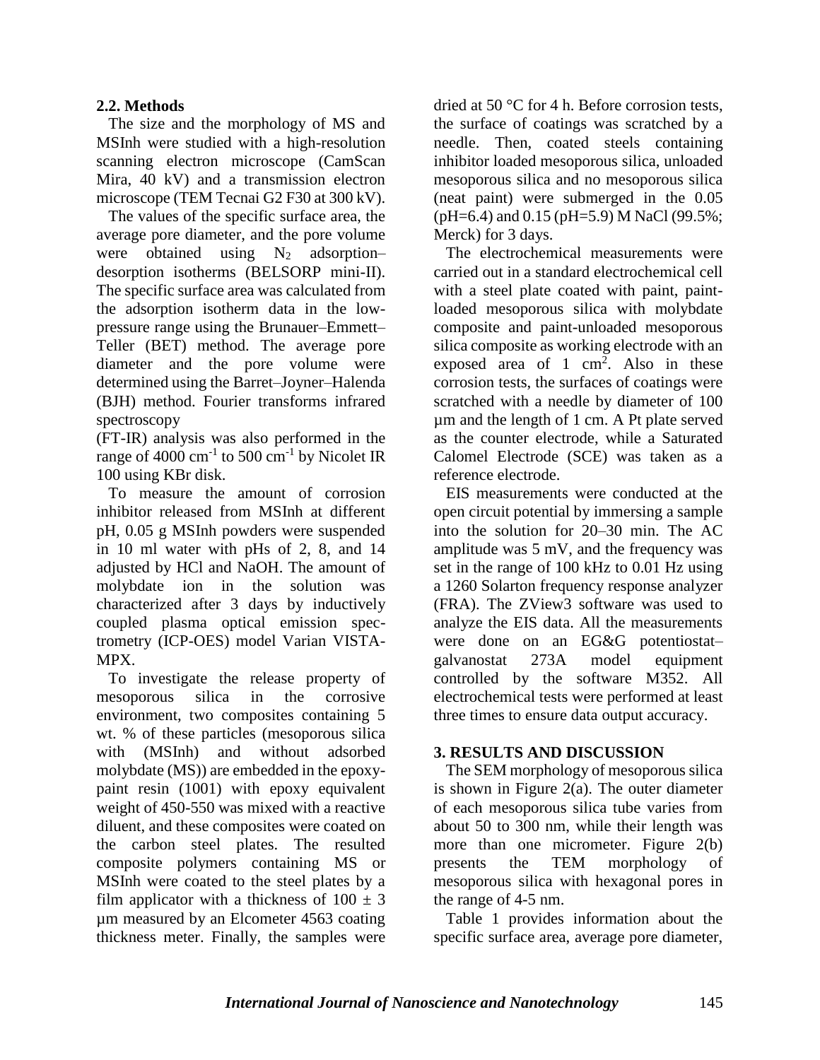### 2.2. Methods

The size and the morphology of MS and MSInh were studied with a high-resolution scanning electron microscope (CamScan Mira, 40 kV) and a transmission electron microscope (TEM Tecnai G2 F30 at 300 kV).

The values of the specific surface area, the average pore diameter, and the pore volume were obtained using $N_2$ adsorption–desorption isotherms (BELSORP mini-II). The specific surface area was calculated from the adsorption isotherm data in the low-pressure range using the Brunauer–Emmett–Teller (BET) method. The average pore diameter and the pore volume were determined using the Barret–Joyner–Halenda (BJH) method. Fourier transforms infrared spectroscopy (FT-IR) analysis was also performed in the range of 4000 $cm^{-1}$ to 500 $cm^{-1}$ by Nicolet IR 100 using KBr disk.

To measure the amount of corrosion inhibitor released from MSInh at different pH, 0.05 g MSInh powders were suspended in 10 ml water with pHs of 2, 8, and 14 adjusted by HCl and NaOH. The amount of molybdate ion in the solution was characterized after 3 days by inductively coupled plasma optical emission spectrometry (ICP-OES) model Varian VISTA-MPX.

To investigate the release property of mesoporous silica in the corrosive environment, two composites containing 5 wt. % of these particles (mesoporous silica with (MSInh) and without adsorbed molybdate (MS)) are embedded in the epoxy-paint resin (1001) with epoxy equivalent weight of 450-550 was mixed with a reactive diluent, and these composites were coated on the carbon steel plates. The resulted composite polymers containing MS or MSInh were coated to the steel plates by a film applicator with a thickness of $100 \pm 3$ µm measured by an Elcometer 4563 coating thickness meter. Finally, the samples were dried at 50 °C for 4 h. Before corrosion tests, the surface of coatings was scratched by a needle. Then, coated steels containing inhibitor loaded mesoporous silica, unloaded mesoporous silica and no mesoporous silica (neat paint) were submerged in the 0.05 (pH=6.4) and 0.15 (pH=5.9) M NaCl (99.5%; Merck) for 3 days.

The electrochemical measurements were carried out in a standard electrochemical cell with a steel plate coated with paint, paint-loaded mesoporous silica with molybdate composite and paint-unloaded mesoporous silica composite as working electrode with an exposed area of 1 $cm^2$. Also in these corrosion tests, the surfaces of coatings were scratched with a needle by diameter of 100 µm and the length of 1 cm. A Pt plate served as the counter electrode, while a Saturated Calomel Electrode (SCE) was taken as a reference electrode.

EIS measurements were conducted at the open circuit potential by immersing a sample into the solution for 20–30 min. The AC amplitude was 5 mV, and the frequency was set in the range of 100 kHz to 0.01 Hz using a 1260 Solarton frequency response analyzer (FRA). The ZView3 software was used to analyze the EIS data. All the measurements were done on an EG&G potentiostat–galvanostat 273A model equipment controlled by the software M352. All electrochemical tests were performed at least three times to ensure data output accuracy.

## 3. RESULTS AND DISCUSSION

The SEM morphology of mesoporous silica is shown in Figure 2(a). The outer diameter of each mesoporous silica tube varies from about 50 to 300 nm, while their length was more than one micrometer. Figure 2(b) presents the TEM morphology of mesoporous silica with hexagonal pores in the range of 4-5 nm.

Table 1 provides information about the specific surface area, average pore diameter,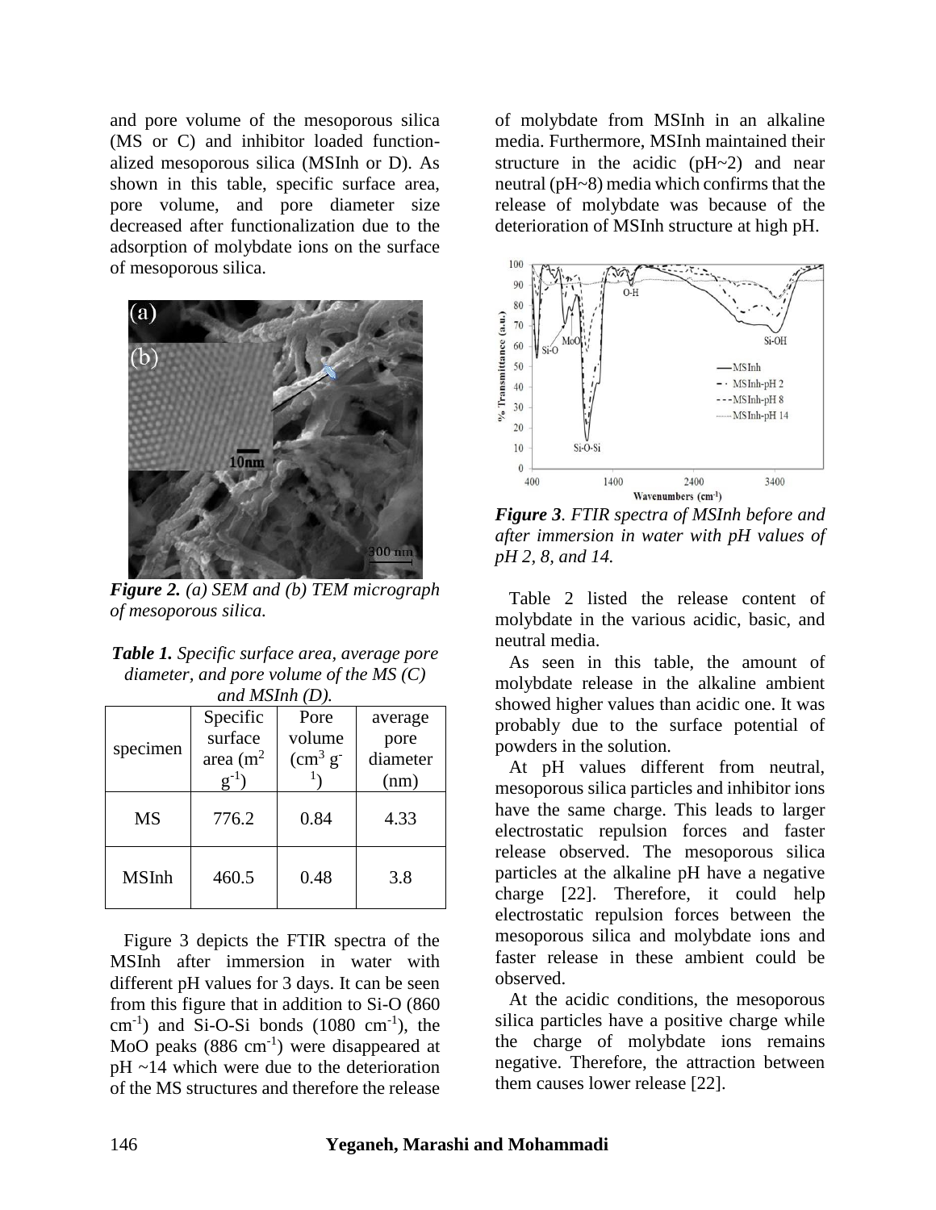and pore volume of the mesoporous silica (MS or C) and inhibitor loaded functionalized mesoporous silica (MSInh or D). As shown in this table, specific surface area, pore volume, and pore diameter size decreased after functionalization due to the adsorption of molybdate ions on the surface of mesoporous silica.

***Figure 2.*** *(a) SEM and (b) TEM micrograph of mesoporous silica.*

***Table 1.*** *Specific surface area, average pore diameter, and pore volume of the MS (C) and MSInh (D).*

| specimen | Specific surface area ($m^2$ $g^{-1}$) | Pore volume ($cm^3$ $g^{-1}$) | average pore diameter (nm) |
|---|---|---|---|
| MS | 776.2 | 0.84 | 4.33 |
| MSInh | 460.5 | 0.48 | 3.8 |

Figure 3 depicts the FTIR spectra of the MSInh after immersion in water with different pH values for 3 days. It can be seen from this figure that in addition to Si-O (860 $cm^{-1}$) and Si-O-Si bonds (1080 $cm^{-1}$), the MoO peaks (886 $cm^{-1}$) were disappeared at pH ~14 which were due to the deterioration of the MS structures and therefore the release of molybdate from MSInh in an alkaline media. Furthermore, MSInh maintained their structure in the acidic (pH~2) and near neutral (pH~8) media which confirms that the release of molybdate was because of the deterioration of MSInh structure at high pH.

***Figure 3****. FTIR spectra of MSInh before and after immersion in water with pH values of pH 2, 8, and 14.*

Table 2 listed the release content of molybdate in the various acidic, basic, and neutral media.

As seen in this table, the amount of molybdate release in the alkaline ambient showed higher values than acidic one. It was probably due to the surface potential of powders in the solution.

At pH values different from neutral, mesoporous silica particles and inhibitor ions have the same charge. This leads to larger electrostatic repulsion forces and faster release observed. The mesoporous silica particles at the alkaline pH have a negative charge [22]. Therefore, it could help electrostatic repulsion forces between the mesoporous silica and molybdate ions and faster release in these ambient could be observed.

At the acidic conditions, the mesoporous silica particles have a positive charge while the charge of molybdate ions remains negative. Therefore, the attraction between them causes lower release [22].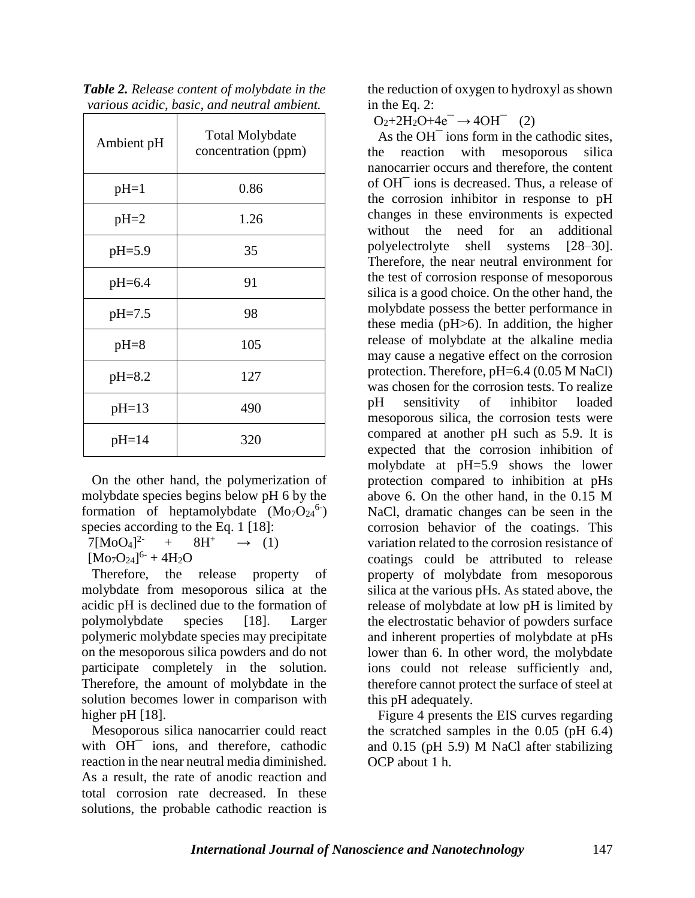***Table 2.*** *Release content of molybdate in the various acidic, basic, and neutral ambient.*

| Ambient pH | Total Molybdate concentration (ppm) |
|---|---|
| pH=1 | 0.86 |
| pH=2 | 1.26 |
| pH=5.9 | 35 |
| pH=6.4 | 91 |
| pH=7.5 | 98 |
| pH=8 | 105 |
| pH=8.2 | 127 |
| pH=13 | 490 |
| pH=14 | 320 |

On the other hand, the polymerization of molybdate species begins below pH 6 by the formation of heptamolybdate ($Mo_7O_{24}^{6-}$) species according to the Eq. 1 [18]:

$$7[MoO_4]^{2-} + 8H^+ \rightarrow [Mo_7O_{24}]^{6-} + 4H_2O \quad (1)$$

Therefore, the release property of molybdate from mesoporous silica at the acidic pH is declined due to the formation of polymolybdate species [18]. Larger polymeric molybdate species may precipitate on the mesoporous silica powders and do not participate completely in the solution. Therefore, the amount of molybdate in the solution becomes lower in comparison with higher pH [18].

Mesoporous silica nanocarrier could react with $OH^-$ ions, and therefore, cathodic reaction in the near neutral media diminished. As a result, the rate of anodic reaction and total corrosion rate decreased. In these solutions, the probable cathodic reaction is the reduction of oxygen to hydroxyl as shown in the Eq. 2:

$$O_2+2H_2O+4e^- \rightarrow 4OH^- \quad (2)$$

As the $OH^-$ ions form in the cathodic sites, the reaction with mesoporous silica nanocarrier occurs and therefore, the content of $OH^-$ ions is decreased. Thus, a release of the corrosion inhibitor in response to pH changes in these environments is expected without the need for an additional polyelectrolyte shell systems [28–30]. Therefore, the near neutral environment for the test of corrosion response of mesoporous silica is a good choice. On the other hand, the molybdate possess the better performance in these media (pH>6). In addition, the higher release of molybdate at the alkaline media may cause a negative effect on the corrosion protection. Therefore, pH=6.4 (0.05 M NaCl) was chosen for the corrosion tests. To realize pH sensitivity of inhibitor loaded mesoporous silica, the corrosion tests were compared at another pH such as 5.9. It is expected that the corrosion inhibition of molybdate at pH=5.9 shows the lower protection compared to inhibition at pHs above 6. On the other hand, in the 0.15 M NaCl, dramatic changes can be seen in the corrosion behavior of the coatings. This variation related to the corrosion resistance of coatings could be attributed to release property of molybdate from mesoporous silica at the various pHs. As stated above, the release of molybdate at low pH is limited by the electrostatic behavior of powders surface and inherent properties of molybdate at pHs lower than 6. In other word, the molybdate ions could not release sufficiently and, therefore cannot protect the surface of steel at this pH adequately.

Figure 4 presents the EIS curves regarding the scratched samples in the 0.05 (pH 6.4) and 0.15 (pH 5.9) M NaCl after stabilizing OCP about 1 h.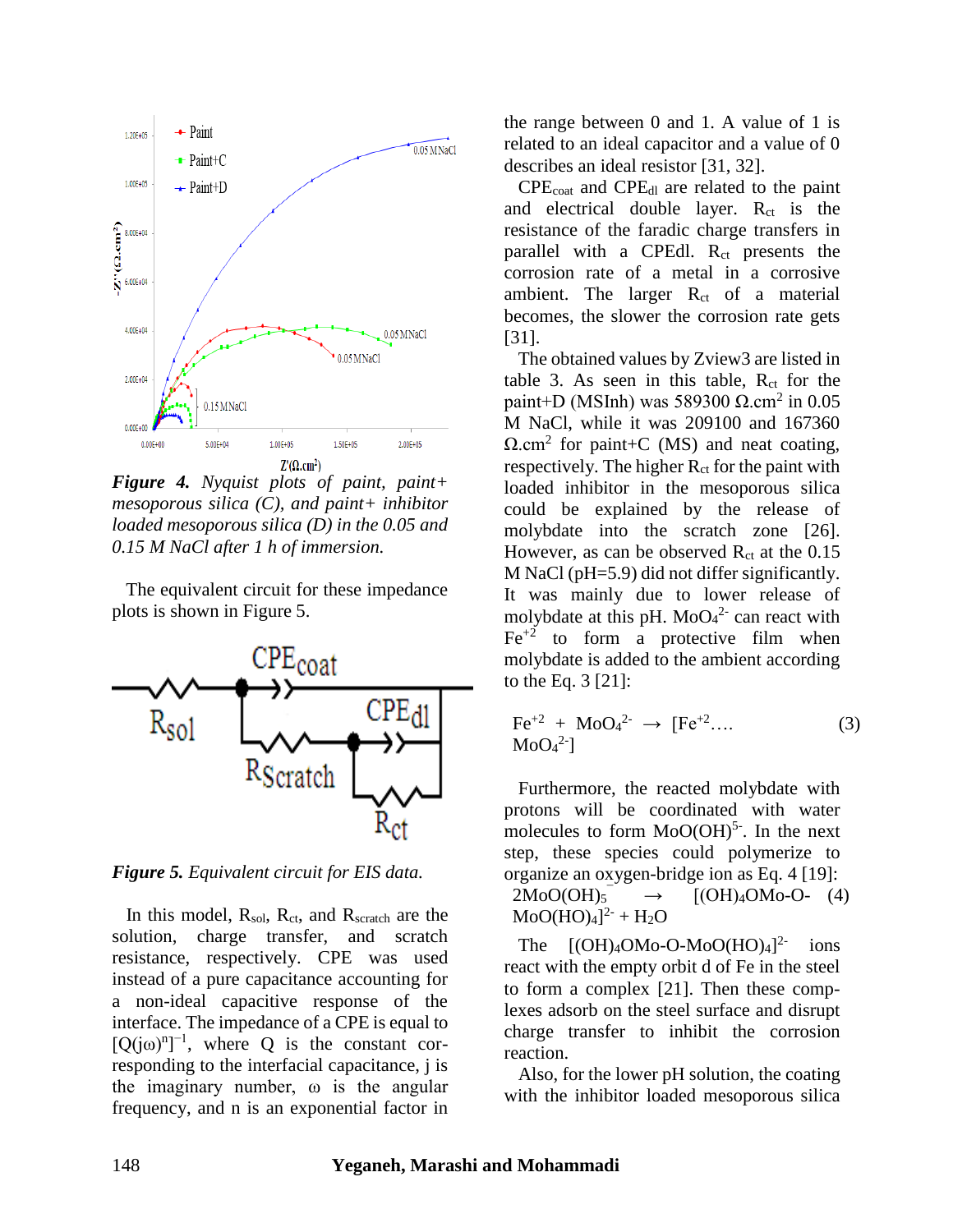*Figure 4. Nyquist plots of paint, paint+ mesoporous silica (C), and paint+ inhibitor loaded mesoporous silica (D) in the 0.05 and 0.15 M NaCl after 1 h of immersion.*

The equivalent circuit for these impedance plots is shown in Figure 5.

*Figure 5. Equivalent circuit for EIS data.*

In this model, $R_{sol}$, $R_{ct}$, and $R_{scratch}$ are the solution, charge transfer, and scratch resistance, respectively. CPE was used instead of a pure capacitance accounting for a non-ideal capacitive response of the interface. The impedance of a CPE is equal to $[Q(j\omega)^n]^{-1}$, where Q is the constant corresponding to the interfacial capacitance, j is the imaginary number, ω is the angular frequency, and n is an exponential factor in the range between 0 and 1. A value of 1 is related to an ideal capacitor and a value of 0 describes an ideal resistor [31, 32].

$CPE_{coat}$ and $CPE_{dl}$ are related to the paint and electrical double layer. $R_{ct}$ is the resistance of the faradic charge transfers in parallel with a CPEdl. $R_{ct}$ presents the corrosion rate of a metal in a corrosive ambient. The larger $R_{ct}$ of a material becomes, the slower the corrosion rate gets [31].

The obtained values by Zview3 are listed in table 3. As seen in this table, $R_{ct}$ for the paint+D (MSInh) was 589300 $\Omega.cm^2$ in 0.05 M NaCl, while it was 209100 and 167360 $\Omega.cm^2$ for paint+C (MS) and neat coating, respectively. The higher $R_{ct}$ for the paint with loaded inhibitor in the mesoporous silica could be explained by the release of molybdate into the scratch zone [26]. However, as can be observed $R_{ct}$ at the 0.15 M NaCl (pH=5.9) did not differ significantly. It was mainly due to lower release of molybdate at this pH. $MoO_4^{2-}$ can react with $Fe^{+2}$ to form a protective film when molybdate is added to the ambient according to the Eq. 3 [21]:

$$Fe^{+2} + MoO_4^{2-} \rightarrow [Fe^{+2}....MoO_4^{2-}] \quad (3)$$

Furthermore, the reacted molybdate with protons will be coordinated with water molecules to form $MoO(OH)^{5-}$. In the next step, these species could polymerize to organize an oxygen-bridge ion as Eq. 4 [19]:

$$2MoO(OH)_5^{-} \rightarrow [(OH)_4OMo\text{-}O\text{-}MoO(HO)_4]^{2-} + H_2O \quad (4)$$

The $[(OH)_4OMo\text{-}O\text{-}MoO(HO)_4]^{2-}$ ions react with the empty orbit d of Fe in the steel to form a complex [21]. Then these complexes adsorb on the steel surface and disrupt charge transfer to inhibit the corrosion reaction.

Also, for the lower pH solution, the coating with the inhibitor loaded mesoporous silica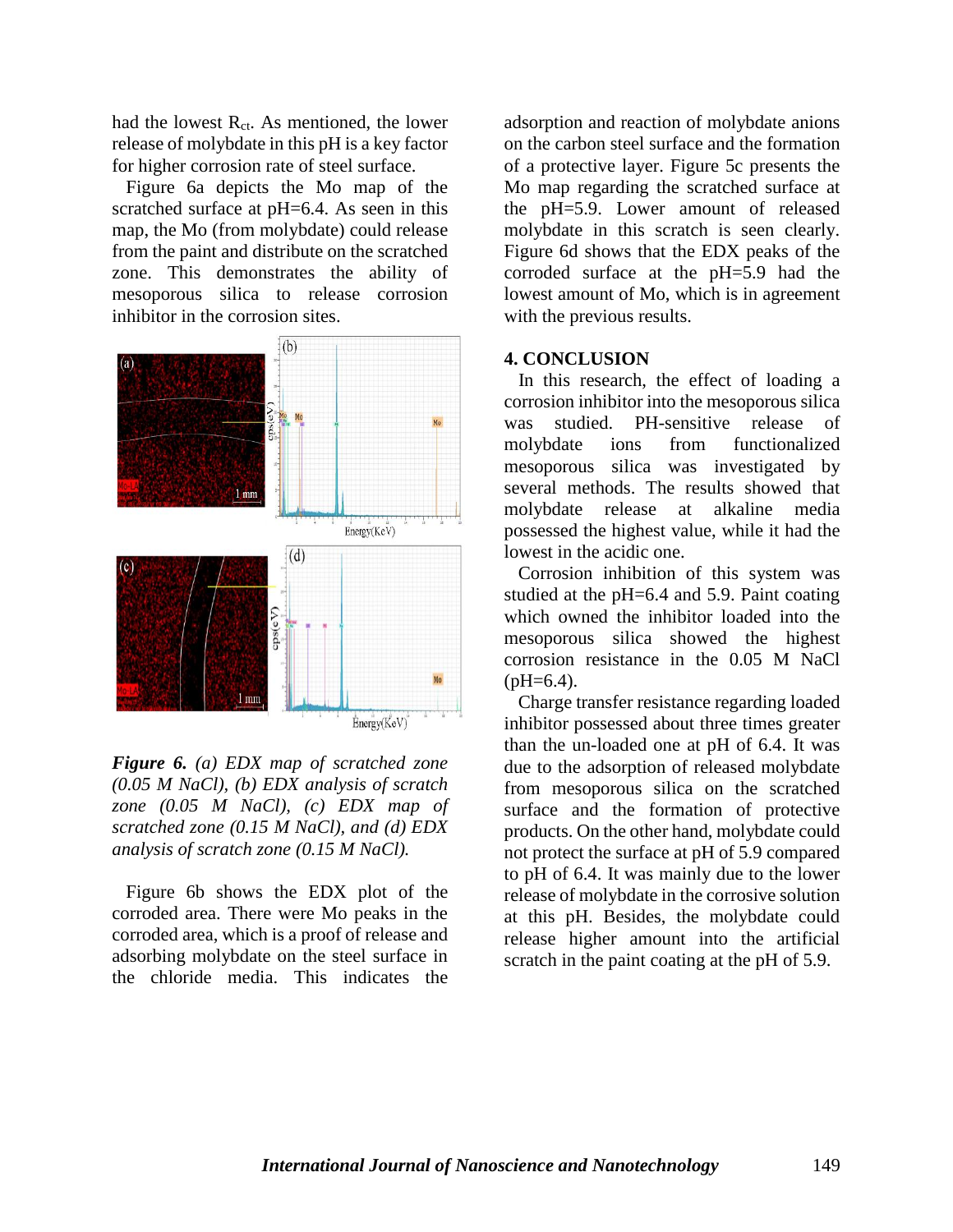had the lowest $R_{ct}$. As mentioned, the lower release of molybdate in this pH is a key factor for higher corrosion rate of steel surface.

Figure 6a depicts the Mo map of the scratched surface at pH=6.4. As seen in this map, the Mo (from molybdate) could release from the paint and distribute on the scratched zone. This demonstrates the ability of mesoporous silica to release corrosion inhibitor in the corrosion sites.

***Figure 6.*** *(a) EDX map of scratched zone (0.05 M NaCl), (b) EDX analysis of scratch zone (0.05 M NaCl), (c) EDX map of scratched zone (0.15 M NaCl), and (d) EDX analysis of scratch zone (0.15 M NaCl).*

Figure 6b shows the EDX plot of the corroded area. There were Mo peaks in the corroded area, which is a proof of release and adsorbing molybdate on the steel surface in the chloride media. This indicates the adsorption and reaction of molybdate anions on the carbon steel surface and the formation of a protective layer. Figure 5c presents the Mo map regarding the scratched surface at the pH=5.9. Lower amount of released molybdate in this scratch is seen clearly. Figure 6d shows that the EDX peaks of the corroded surface at the pH=5.9 had the lowest amount of Mo, which is in agreement with the previous results.

## 4. CONCLUSION

In this research, the effect of loading a corrosion inhibitor into the mesoporous silica was studied. PH-sensitive release of molybdate ions from functionalized mesoporous silica was investigated by several methods. The results showed that molybdate release at alkaline media possessed the highest value, while it had the lowest in the acidic one.

Corrosion inhibition of this system was studied at the pH=6.4 and 5.9. Paint coating which owned the inhibitor loaded into the mesoporous silica showed the highest corrosion resistance in the 0.05 M NaCl (pH=6.4).

Charge transfer resistance regarding loaded inhibitor possessed about three times greater than the un-loaded one at pH of 6.4. It was due to the adsorption of released molybdate from mesoporous silica on the scratched surface and the formation of protective products. On the other hand, molybdate could not protect the surface at pH of 5.9 compared to pH of 6.4. It was mainly due to the lower release of molybdate in the corrosive solution at this pH. Besides, the molybdate could release higher amount into the artificial scratch in the paint coating at the pH of 5.9.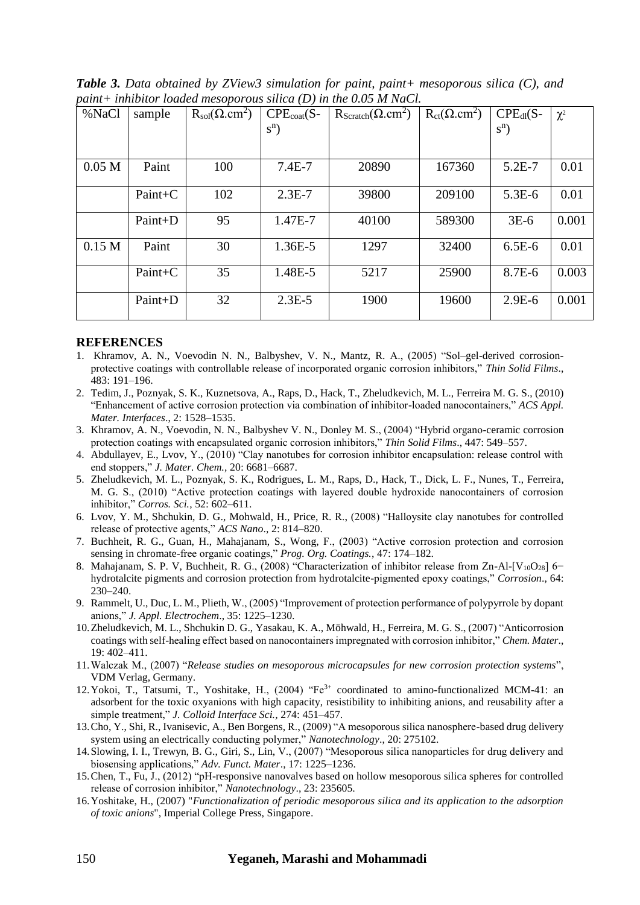***Table 3.*** *Data obtained by ZView3 simulation for paint, paint+ mesoporous silica (C), and paint+ inhibitor loaded mesoporous silica (D) in the 0.05 M NaCl.*

| %NaCl | sample | $R_{sol}(\Omega.cm^2)$ | $CPE_{coat}(S\text{-}s^n)$ | $R_{Scratch}(\Omega.cm^2)$ | $R_{ct}(\Omega.cm^2)$ | $CPE_{dl}(S\text{-}s^n)$ | $\chi^2$ |
|---|---|---|---|---|---|---|---|
| 0.05 M | Paint | 100 | 7.4E-7 | 20890 | 167360 | 5.2E-7 | 0.01 |
| | Paint+C | 102 | 2.3E-7 | 39800 | 209100 | 5.3E-6 | 0.01 |
| | Paint+D | 95 | 1.47E-7 | 40100 | 589300 | 3E-6 | 0.001 |
| 0.15 M | Paint | 30 | 1.36E-5 | 1297 | 32400 | 6.5E-6 | 0.01 |
| | Paint+C | 35 | 1.48E-5 | 5217 | 25900 | 8.7E-6 | 0.003 |
| | Paint+D | 32 | 2.3E-5 | 1900 | 19600 | 2.9E-6 | 0.001 |

## REFERENCES

1. Khramov, A. N., Voevodin N. N., Balbyshev, V. N., Mantz, R. A., (2005) "Sol–gel-derived corrosion-protective coatings with controllable release of incorporated organic corrosion inhibitors," *Thin Solid Films*., 483: 191–196.
2. Tedim, J., Poznyak, S. K., Kuznetsova, A., Raps, D., Hack, T., Zheludkevich, M. L., Ferreira M. G. S., (2010) "Enhancement of active corrosion protection via combination of inhibitor-loaded nanocontainers," *ACS Appl. Mater. Interfaces*., 2: 1528–1535.
3. Khramov, A. N., Voevodin, N. N., Balbyshev V. N., Donley M. S., (2004) "Hybrid organo-ceramic corrosion protection coatings with encapsulated organic corrosion inhibitors," *Thin Solid Films*., 447: 549–557.
4. Abdullayev, E., Lvov, Y., (2010) "Clay nanotubes for corrosion inhibitor encapsulation: release control with end stoppers," *J. Mater. Chem.,* 20: 6681–6687.
5. Zheludkevich, M. L., Poznyak, S. K., Rodrigues, L. M., Raps, D., Hack, T., Dick, L. F., Nunes, T., Ferreira, M. G. S., (2010) "Active protection coatings with layered double hydroxide nanocontainers of corrosion inhibitor," *Corros. Sci.,* 52: 602–611.
6. Lvov, Y. M., Shchukin, D. G., Mohwald, H., Price, R. R., (2008) "Halloysite clay nanotubes for controlled release of protective agents," *ACS Nano*., 2: 814–820.
7. Buchheit, R. G., Guan, H., Mahajanam, S., Wong, F., (2003) "Active corrosion protection and corrosion sensing in chromate-free organic coatings," *Prog. Org. Coatings.*, 47: 174–182.
8. Mahajanam, S. P. V, Buchheit, R. G., (2008) "Characterization of inhibitor release from Zn-Al-[$V_{10}O_{28}$] 6− hydrotalcite pigments and corrosion protection from hydrotalcite-pigmented epoxy coatings," *Corrosion*., 64: 230–240.
9. Rammelt, U., Duc, L. M., Plieth, W., (2005) "Improvement of protection performance of polypyrrole by dopant anions," *J. Appl. Electrochem*., 35: 1225–1230.
10. Zheludkevich, M. L., Shchukin D. G., Yasakau, K. A., Möhwald, H., Ferreira, M. G. S., (2007) "Anticorrosion coatings with self-healing effect based on nanocontainers impregnated with corrosion inhibitor," *Chem. Mater*., 19: 402–411.
11. Walczak M., (2007) "*Release studies on mesoporous microcapsules for new corrosion protection systems*", VDM Verlag, Germany.
12. Yokoi, T., Tatsumi, T., Yoshitake, H., (2004) "$Fe^{3+}$ coordinated to amino-functionalized MCM-41: an adsorbent for the toxic oxyanions with high capacity, resistibility to inhibiting anions, and reusability after a simple treatment," *J. Colloid Interface Sci.*, 274: 451–457.
13. Cho, Y., Shi, R., Ivanisevic, A., Ben Borgens, R., (2009) "A mesoporous silica nanosphere-based drug delivery system using an electrically conducting polymer," *Nanotechnology*., 20: 275102.
14. Slowing, I. I., Trewyn, B. G., Giri, S., Lin, V., (2007) "Mesoporous silica nanoparticles for drug delivery and biosensing applications," *Adv. Funct. Mater*., 17: 1225–1236.
15. Chen, T., Fu, J., (2012) "pH-responsive nanovalves based on hollow mesoporous silica spheres for controlled release of corrosion inhibitor," *Nanotechnology*., 23: 235605.
16. Yoshitake, H., (2007) "*Functionalization of periodic mesoporous silica and its application to the adsorption of toxic anions*", Imperial College Press, Singapore.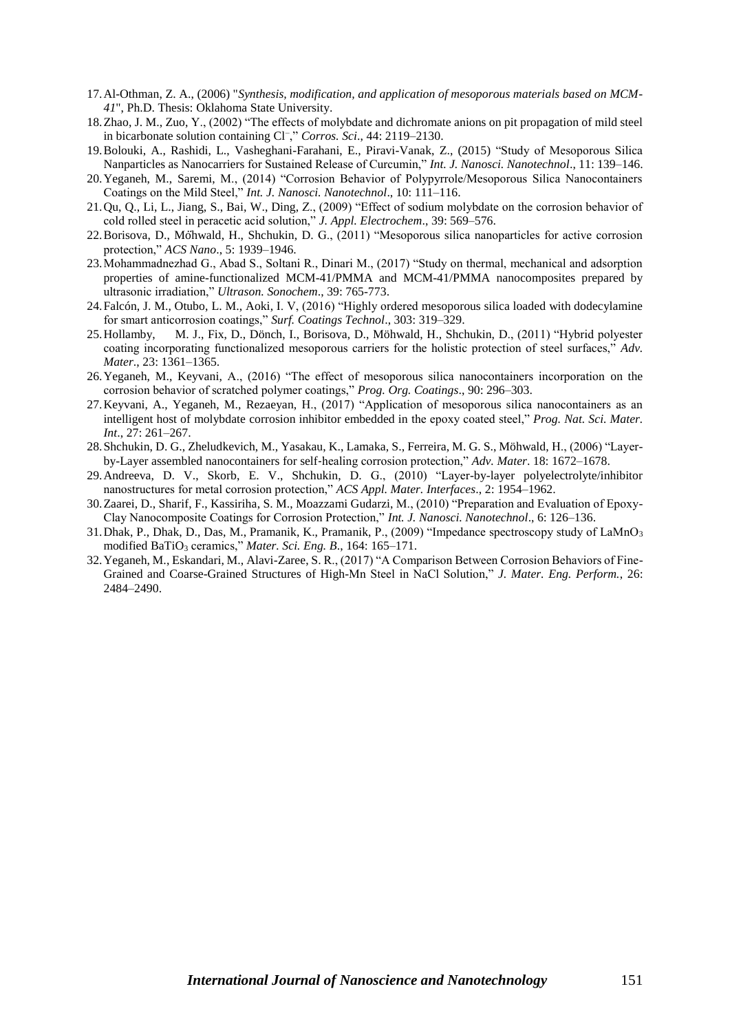17. Al-Othman, Z. A., (2006) "*Synthesis, modification, and application of mesoporous materials based on MCM-41*", Ph.D. Thesis: Oklahoma State University.
18. Zhao, J. M., Zuo, Y., (2002) "The effects of molybdate and dichromate anions on pit propagation of mild steel in bicarbonate solution containing $Cl^-$," *Corros. Sci*., 44: 2119–2130.
19. Bolouki, A., Rashidi, L., Vasheghani-Farahani, E., Piravi-Vanak, Z., (2015) "Study of Mesoporous Silica Nanparticles as Nanocarriers for Sustained Release of Curcumin," *Int. J. Nanosci. Nanotechnol*., 11: 139–146.
20. Yeganeh, M., Saremi, M., (2014) "Corrosion Behavior of Polypyrrole/Mesoporous Silica Nanocontainers Coatings on the Mild Steel," *Int. J. Nanosci. Nanotechnol*., 10: 111–116.
21. Qu, Q., Li, L., Jiang, S., Bai, W., Ding, Z., (2009) "Effect of sodium molybdate on the corrosion behavior of cold rolled steel in peracetic acid solution," *J. Appl. Electrochem*., 39: 569–576.
22. Borisova, D., Mőhwald, H., Shchukin, D. G., (2011) "Mesoporous silica nanoparticles for active corrosion protection," *ACS Nano*., 5: 1939–1946.
23. Mohammadnezhad G., Abad S., Soltani R., Dinari M., (2017) "Study on thermal, mechanical and adsorption properties of amine-functionalized MCM-41/PMMA and MCM-41/PMMA nanocomposites prepared by ultrasonic irradiation," *Ultrason. Sonochem*., 39: 765-773.
24. Falcón, J. M., Otubo, L. M., Aoki, I. V, (2016) "Highly ordered mesoporous silica loaded with dodecylamine for smart anticorrosion coatings," *Surf. Coatings Technol*., 303: 319–329.
25. Hollamby, M. J., Fix, D., Dönch, I., Borisova, D., Möhwald, H., Shchukin, D., (2011) "Hybrid polyester coating incorporating functionalized mesoporous carriers for the holistic protection of steel surfaces," *Adv. Mater*., 23: 1361–1365.
26. Yeganeh, M., Keyvani, A., (2016) "The effect of mesoporous silica nanocontainers incorporation on the corrosion behavior of scratched polymer coatings," *Prog. Org. Coatings*., 90: 296–303.
27. Keyvani, A., Yeganeh, M., Rezaeyan, H., (2017) "Application of mesoporous silica nanocontainers as an intelligent host of molybdate corrosion inhibitor embedded in the epoxy coated steel," *Prog. Nat. Sci. Mater. Int*., 27: 261–267.
28. Shchukin, D. G., Zheludkevich, M., Yasakau, K., Lamaka, S., Ferreira, M. G. S., Möhwald, H., (2006) "Layer-by-Layer assembled nanocontainers for self-healing corrosion protection," *Adv. Mater*. 18: 1672–1678.
29. Andreeva, D. V., Skorb, E. V., Shchukin, D. G., (2010) "Layer-by-layer polyelectrolyte/inhibitor nanostructures for metal corrosion protection," *ACS Appl. Mater. Interfaces*., 2: 1954–1962.
30. Zaarei, D., Sharif, F., Kassiriha, S. M., Moazzami Gudarzi, M., (2010) "Preparation and Evaluation of Epoxy-Clay Nanocomposite Coatings for Corrosion Protection," *Int. J. Nanosci. Nanotechnol*., 6: 126–136.
31. Dhak, P., Dhak, D., Das, M., Pramanik, K., Pramanik, P., (2009) "Impedance spectroscopy study of $LaMnO_3$ modified $BaTiO_3$ ceramics," *Mater. Sci. Eng. B*., 164: 165–171.
32. Yeganeh, M., Eskandari, M., Alavi-Zaree, S. R., (2017) "A Comparison Between Corrosion Behaviors of Fine-Grained and Coarse-Grained Structures of High-Mn Steel in NaCl Solution," *J. Mater. Eng. Perform.*, 26: 2484–2490.